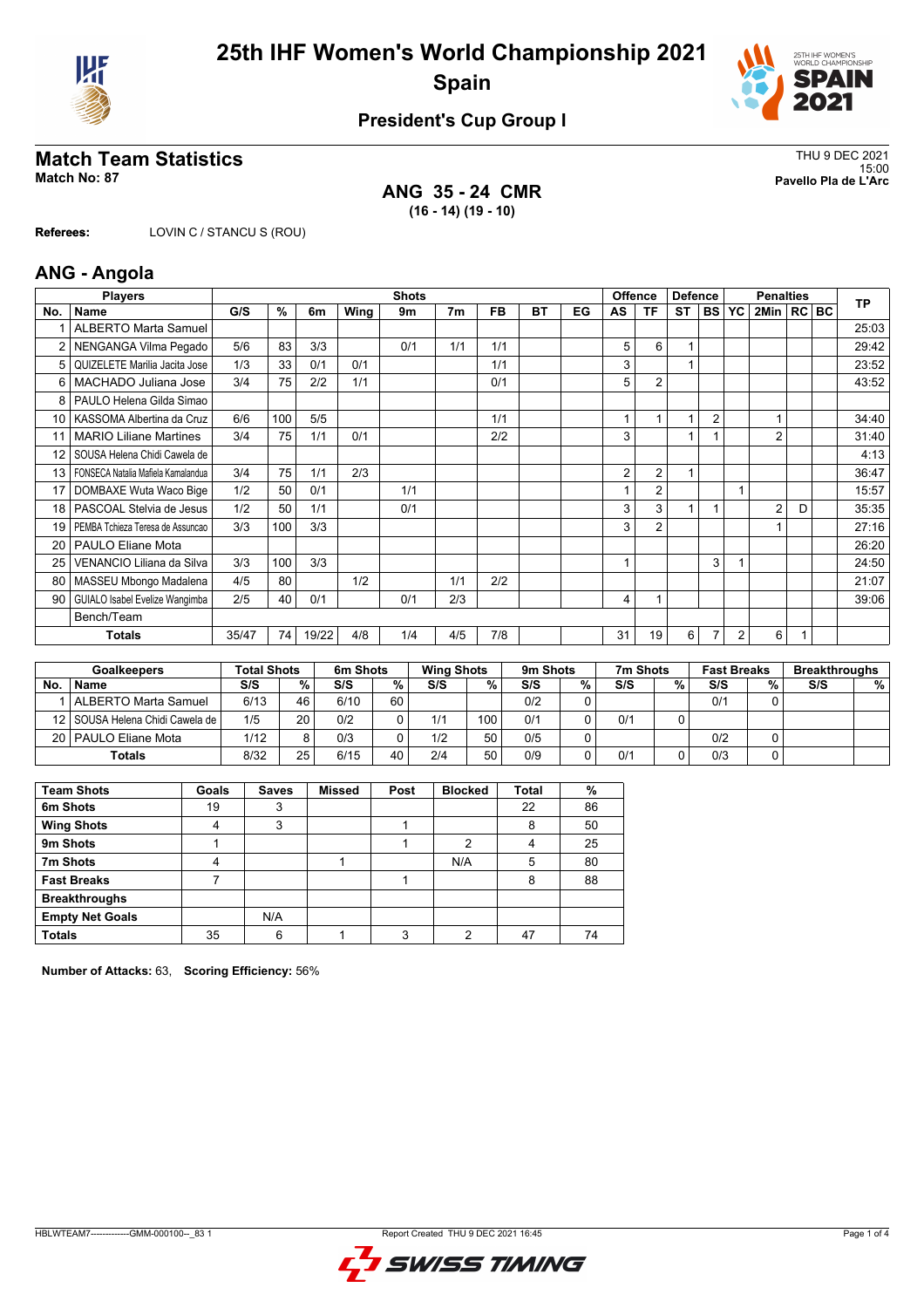# 25th IHF Women's World Championship 2021

## Spain

### President's Cup Group I

## Match Team Statistics

**Match No: 87**

THU 9 DEC 2021
15:00
**Pavello Pla de L'Arc**

**ANG 35 - 24 CMR**
**(16 - 14) (19 - 10)**

**Referees:** LOVIN C / STANCU S (ROU)

## ANG - Angola

| Players | | Shots | | | | | | | | | Offence | | Defence | | | Penalties | | | TP |
|---|---|---|---|---|---|---|---|---|---|---|---|---|---|---|---|---|---|---|---|
| No. | Name | G/S | % | 6m | Wing | 9m | 7m | FB | BT | EG | AS | TF | ST | BS | YC | 2Min | RC | BC | |
| 1 | ALBERTO Marta Samuel | | | | | | | | | | | | | | | | | | 25:03 |
| 2 | NENGANGA Vilma Pegado | 5/6 | 83 | 3/3 | | 0/1 | 1/1 | 1/1 | | | 5 | 6 | 1 | | | | | | 29:42 |
| 5 | QUIZELETE Marilia Jacita Jose | 1/3 | 33 | 0/1 | 0/1 | | | 1/1 | | | 3 | | 1 | | | | | | 23:52 |
| 6 | MACHADO Juliana Jose | 3/4 | 75 | 2/2 | 1/1 | | | 0/1 | | | 5 | 2 | | | | | | | 43:52 |
| 8 | PAULO Helena Gilda Simao | | | | | | | | | | | | | | | | | | |
| 10 | KASSOMA Albertina da Cruz | 6/6 | 100 | 5/5 | | | | 1/1 | | | 1 | 1 | 1 | 2 | | 1 | | | 34:40 |
| 11 | MARIO Liliane Martines | 3/4 | 75 | 1/1 | 0/1 | | | 2/2 | | | 3 | | 1 | 1 | | 2 | | | 31:40 |
| 12 | SOUSA Helena Chidi Cawela de | | | | | | | | | | | | | | | | | | 4:13 |
| 13 | FONSECA Natalia Mafiela Kamalandua | 3/4 | 75 | 1/1 | 2/3 | | | | | | 2 | 2 | 1 | | | | | | 36:47 |
| 17 | DOMBAXE Wuta Waco Bige | 1/2 | 50 | 0/1 | | 1/1 | | | | | 1 | 2 | | | 1 | | | | 15:57 |
| 18 | PASCOAL Stelvia de Jesus | 1/2 | 50 | 1/1 | | 0/1 | | | | | 3 | 3 | 1 | 1 | | 2 | D | | 35:35 |
| 19 | PEMBA Tchieza Teresa de Assuncao | 3/3 | 100 | 3/3 | | | | | | | 3 | 2 | | | | 1 | | | 27:16 |
| 20 | PAULO Eliane Mota | | | | | | | | | | | | | | | | | | 26:20 |
| 25 | VENANCIO Liliana da Silva | 3/3 | 100 | 3/3 | | | | | | | 1 | | | 3 | 1 | | | | 24:50 |
| 80 | MASSEU Mbongo Madalena | 4/5 | 80 | | 1/2 | | 1/1 | 2/2 | | | | | | | | | | | 21:07 |
| 90 | GUIALO Isabel Evelize Wangimba | 2/5 | 40 | 0/1 | | 0/1 | 2/3 | | | | 4 | 1 | | | | | | | 39:06 |
| | Bench/Team | | | | | | | | | | | | | | | | | | |
| | **Totals** | 35/47 | 74 | 19/22 | 4/8 | 1/4 | 4/5 | 7/8 | | | 31 | 19 | 6 | 7 | 2 | 6 | 1 | | |

| Goalkeepers | | Total Shots | | 6m Shots | | Wing Shots | | 9m Shots | | 7m Shots | | Fast Breaks | | Breakthroughs | |
|---|---|---|---|---|---|---|---|---|---|---|---|---|---|---|---|
| No. | Name | S/S | % | S/S | % | S/S | % | S/S | % | S/S | % | S/S | % | S/S | % |
| 1 | ALBERTO Marta Samuel | 6/13 | 46 | 6/10 | 60 | | | 0/2 | 0 | | | 0/1 | 0 | | |
| 12 | SOUSA Helena Chidi Cawela de | 1/5 | 20 | 0/2 | 0 | 1/1 | 100 | 0/1 | 0 | 0/1 | 0 | | | | |
| 20 | PAULO Eliane Mota | 1/12 | 8 | 0/3 | 0 | 1/2 | 50 | 0/5 | 0 | | | 0/2 | 0 | | |
| | **Totals** | 8/32 | 25 | 6/15 | 40 | 2/4 | 50 | 0/9 | 0 | 0/1 | 0 | 0/3 | 0 | | |

| Team Shots | Goals | Saves | Missed | Post | Blocked | Total | % |
|---|---|---|---|---|---|---|---|
| 6m Shots | 19 | 3 | | | | 22 | 86 |
| Wing Shots | 4 | 3 | | 1 | | 8 | 50 |
| 9m Shots | 1 | | | 1 | 2 | 4 | 25 |
| 7m Shots | 4 | | 1 | | N/A | 5 | 80 |
| Fast Breaks | 7 | | | 1 | | 8 | 88 |
| Breakthroughs | | | | | | | |
| Empty Net Goals | | N/A | | | | | |
| **Totals** | 35 | 6 | 1 | 3 | 2 | 47 | 74 |

**Number of Attacks:** 63, **Scoring Efficiency:** 56%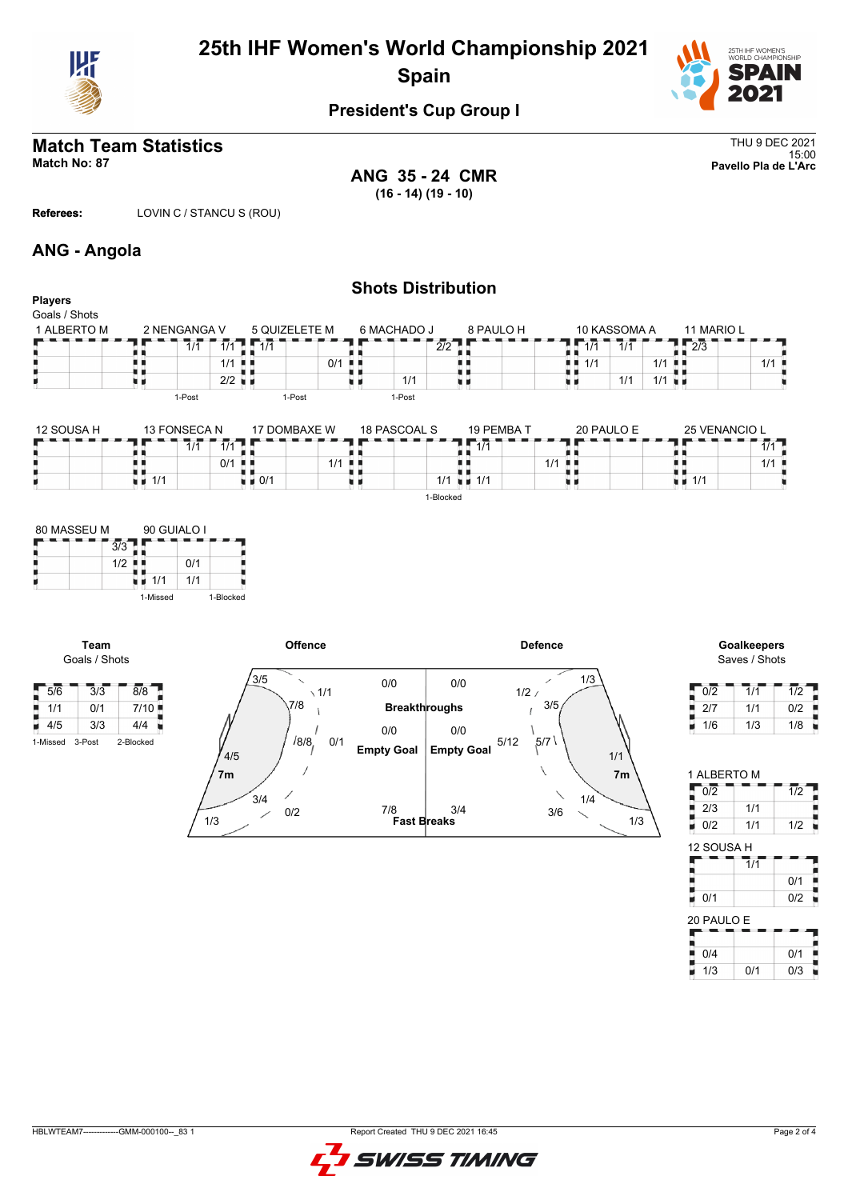# 25th IHF Women's World Championship 2021
## Spain

### President's Cup Group I

## Match Team Statistics
**Match No: 87**

THU 9 DEC 2021
15:00
**Pavello Pla de L'Arc**

**ANG 35 - 24 CMR**
**(16 - 14) (19 - 10)**

**Referees:** LOVIN C / STANCU S (ROU)

## ANG - Angola

### Shots Distribution

**Players**
Goals / Shots

**1 ALBERTO M**

| | | |
|---|---|---|
| | | |
| | | |
| | | |

**2 NENGANGA V**

| | | |
|---|---|---|
| | 1/1 | 1/1 |
| | | 1/1 |
| | | 2/2 |

1-Post

**5 QUIZELETE M**

| | | |
|---|---|---|
| 1/1 | | |
| | | 0/1 |
| | | |

1-Post

**6 MACHADO J**

| | | |
|---|---|---|
| | | 2/2 |
| | | |
| | 1/1 | |

1-Post

**8 PAULO H**

| | | |
|---|---|---|
| | | |
| | | |
| | | |

**10 KASSOMA A**

| | | |
|---|---|---|
| 1/1 | 1/1 | |
| 1/1 | | 1/1 |
| | 1/1 | 1/1 |

**11 MARIO L**

| | | |
|---|---|---|
| 2/3 | | |
| | | 1/1 |
| | | |

**12 SOUSA H**

| | | |
|---|---|---|
| | | |
| | | |
| | | |

**13 FONSECA N**

| | | |
|---|---|---|
| | 1/1 | 1/1 |
| | | 0/1 |
| 1/1 | | |

**17 DOMBAXE W**

| | | |
|---|---|---|
| | | |
| | | 1/1 |
| 0/1 | | |

**18 PASCOAL S**

| | | |
|---|---|---|
| | | |
| | | |
| | | 1/1 |

1-Blocked

**19 PEMBA T**

| | | |
|---|---|---|
| 1/1 | | |
| | | 1/1 |
| 1/1 | | |

**20 PAULO E**

| | | |
|---|---|---|
| | | |
| | | |
| | | |

**25 VENANCIO L**

| | | |
|---|---|---|
| | | 1/1 |
| | | 1/1 |
| 1/1 | | |

**80 MASSEU M**

| | | |
|---|---|---|
| | | 3/3 |
| | | 1/2 |
| | | |

**90 GUIALO I**

| | | |
|---|---|---|
| | | |
| | 0/1 | |
| 1/1 | 1/1 | |

1-Missed 1-Blocked

**Team**
Goals / Shots

| | | |
|---|---|---|
| 5/6 | 3/3 | 8/8 |
| 1/1 | 0/1 | 7/10 |
| 4/5 | 3/3 | 4/4 |

1-Missed 3-Post 2-Blocked

**Offence**

| Area | Goals / Shots |
|---|---|
| Left wing | 3/5 |
| Left 9m | 1/1 |
| Left back | 7/8 |
| Centre 9m | 8/8 |
| Centre (long) | 0/1 |
| Left 6m | 4/5 |
| Right back | 3/4 |
| Right 9m | 0/2 |
| Right wing | 1/3 |
| Breakthroughs | 0/0 |
| Empty Goal | 0/0 |
| Fast Breaks | 7/8 |

**Defence**

| Area | Goals / Shots |
|---|---|
| Breakthroughs | 0/0 |
| Empty Goal | 0/0 |
| Fast Breaks | 3/4 |
| | 1/2 |
| | 1/3 |
| | 3/5 |
| | 5/12 |
| | 5/7 |
| | 1/1 |
| | 1/4 |
| | 3/6 |
| | 1/3 |

**Goalkeepers**
Saves / Shots

| | | |
|---|---|---|
| 0/2 | 1/1 | 1/2 |
| 2/7 | 1/1 | 0/2 |
| 1/6 | 1/3 | 1/8 |

**1 ALBERTO M**

| | | |
|---|---|---|
| 0/2 | | 1/2 |
| 2/3 | 1/1 | |
| 0/2 | 1/1 | 1/2 |

**12 SOUSA H**

| | | |
|---|---|---|
| | 1/1 | |
| | | 0/1 |
| 0/1 | | 0/2 |

**20 PAULO E**

| | | |
|---|---|---|
| | | |
| 0/4 | | 0/1 |
| 1/3 | 0/1 | 0/3 |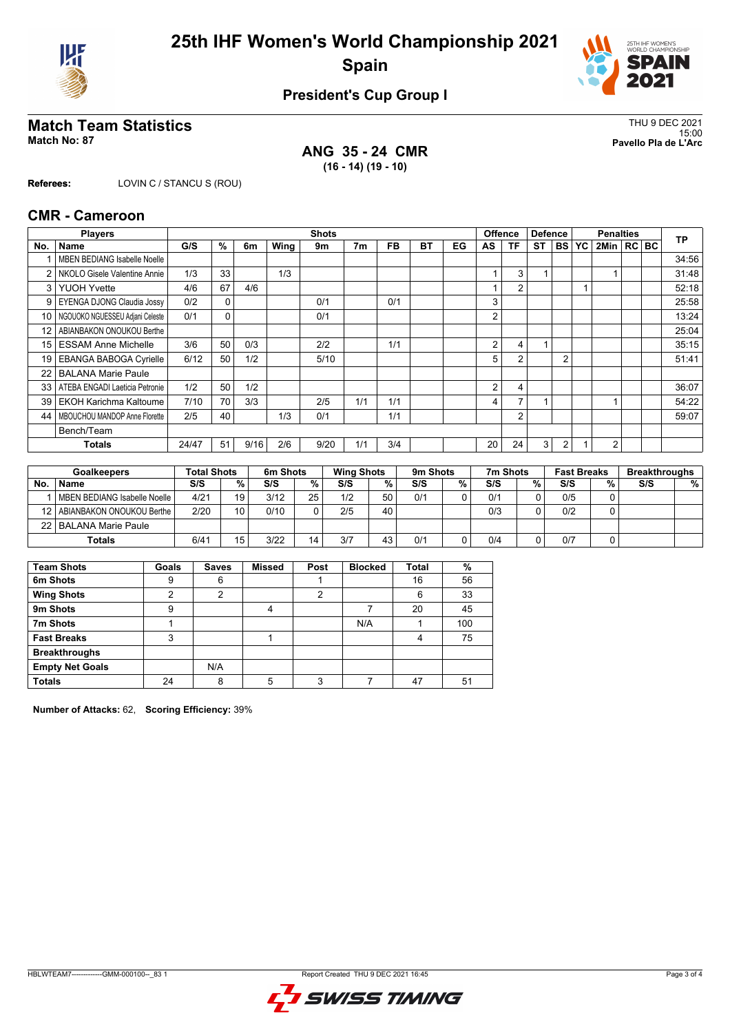# 25th IHF Women's World Championship 2021
## Spain

### President's Cup Group I

## Match Team Statistics
**Match No: 87**

THU 9 DEC 2021
15:00
**Pavello Pla de L'Arc**

**ANG 35 - 24 CMR**
**(16 - 14) (19 - 10)**

**Referees:** LOVIN C / STANCU S (ROU)

## CMR - Cameroon

| Players | | Shots | | | | | | | | | Offence | | Defence | | | Penalties | | | TP |
|---|---|---|---|---|---|---|---|---|---|---|---|---|---|---|---|---|---|---|---|
| No. | Name | G/S | % | 6m | Wing | 9m | 7m | FB | BT | EG | AS | TF | ST | BS | YC | 2Min | RC | BC | |
| 1 | MBEN BEDIANG Isabelle Noelle | | | | | | | | | | | | | | | | | | 34:56 |
| 2 | NKOLO Gisele Valentine Annie | 1/3 | 33 | | 1/3 | | | | | | 1 | 3 | 1 | | | 1 | | | 31:48 |
| 3 | YUOH Yvette | 4/6 | 67 | 4/6 | | | | | | | 1 | 2 | | | 1 | | | | 52:18 |
| 9 | EYENGA DJONG Claudia Jossy | 0/2 | 0 | | | 0/1 | | 0/1 | | | 3 | | | | | | | | 25:58 |
| 10 | NGOUOKO NGUESSEU Adjani Celeste | 0/1 | 0 | | | 0/1 | | | | | 2 | | | | | | | | 13:24 |
| 12 | ABIANBAKON ONOUKOU Berthe | | | | | | | | | | | | | | | | | | 25:04 |
| 15 | ESSAM Anne Michelle | 3/6 | 50 | 0/3 | | 2/2 | | 1/1 | | | 2 | 4 | 1 | | | | | | 35:15 |
| 19 | EBANGA BABOGA Cyrielle | 6/12 | 50 | 1/2 | | 5/10 | | | | | 5 | 2 | | 2 | | | | | 51:41 |
| 22 | BALANA Marie Paule | | | | | | | | | | | | | | | | | | |
| 33 | ATEBA ENGADI Laeticia Petronie | 1/2 | 50 | 1/2 | | | | | | | 2 | 4 | | | | | | | 36:07 |
| 39 | EKOH Karichma Kaltoume | 7/10 | 70 | 3/3 | | 2/5 | 1/1 | 1/1 | | | 4 | 7 | 1 | | | 1 | | | 54:22 |
| 44 | MBOUCHOU MANDOP Anne Florette | 2/5 | 40 | | 1/3 | 0/1 | | 1/1 | | | | 2 | | | | | | | 59:07 |
| | Bench/Team | | | | | | | | | | | | | | | | | | |
| | **Totals** | 24/47 | 51 | 9/16 | 2/6 | 9/20 | 1/1 | 3/4 | | | 20 | 24 | 3 | 2 | 1 | 2 | | | |

| Goalkeepers | | Total Shots | | 6m Shots | | Wing Shots | | 9m Shots | | 7m Shots | | Fast Breaks | | Breakthroughs | |
|---|---|---|---|---|---|---|---|---|---|---|---|---|---|---|---|
| No. | Name | S/S | % | S/S | % | S/S | % | S/S | % | S/S | % | S/S | % | S/S | % |
| 1 | MBEN BEDIANG Isabelle Noelle | 4/21 | 19 | 3/12 | 25 | 1/2 | 50 | 0/1 | 0 | 0/1 | 0 | 0/5 | 0 | | |
| 12 | ABIANBAKON ONOUKOU Berthe | 2/20 | 10 | 0/10 | 0 | 2/5 | 40 | | | 0/3 | 0 | 0/2 | 0 | | |
| 22 | BALANA Marie Paule | | | | | | | | | | | | | | |
| | **Totals** | 6/41 | 15 | 3/22 | 14 | 3/7 | 43 | 0/1 | 0 | 0/4 | 0 | 0/7 | 0 | | |

| Team Shots | Goals | Saves | Missed | Post | Blocked | Total | % |
|---|---|---|---|---|---|---|---|
| 6m Shots | 9 | 6 | | 1 | | 16 | 56 |
| Wing Shots | 2 | 2 | | 2 | | 6 | 33 |
| 9m Shots | 9 | | 4 | | 7 | 20 | 45 |
| 7m Shots | 1 | | | | N/A | 1 | 100 |
| Fast Breaks | 3 | | 1 | | | 4 | 75 |
| Breakthroughs | | | | | | | |
| Empty Net Goals | | N/A | | | | | |
| Totals | 24 | 8 | 5 | 3 | 7 | 47 | 51 |

**Number of Attacks:** 62, **Scoring Efficiency:** 39%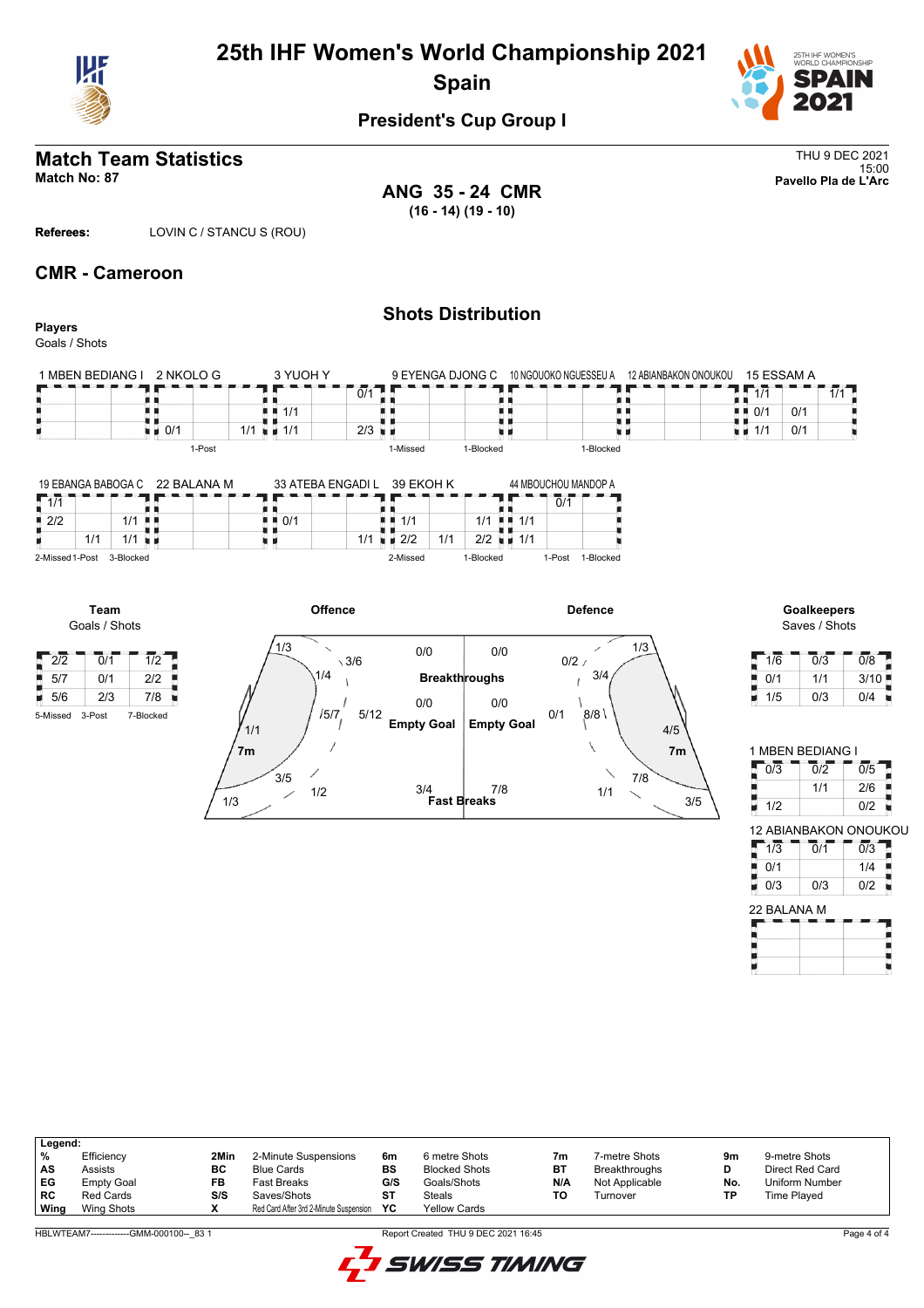# 25th IHF Women's World Championship 2021
# Spain

### President's Cup Group I

## Match Team Statistics

**Match No: 87**

THU 9 DEC 2021
15:00
**Pavello Pla de L'Arc**

**ANG 35 - 24 CMR**
**(16 - 14) (19 - 10)**

**Referees:** LOVIN C / STANCU S (ROU)

## CMR - Cameroon

### Shots Distribution

**Players**
Goals / Shots

**1 MBEN BEDIANG I**

| | | |
|---|---|---|
| | | |
| | | |
| | | |

**2 NKOLO G**

| | | |
|---|---|---|
| | | |
| | | |
| 0/1 | | 1/1 |

1-Post

**3 YUOH Y**

| | | |
|---|---|---|
| | | 0/1 |
| 1/1 | | |
| 1/1 | | 2/3 |

**9 EYENGA DJONG C**

| | | |
|---|---|---|
| | | |
| | | |
| | | |

1-Missed 1-Blocked

**10 NGOUOKO NGUESSEU A**

| | | |
|---|---|---|
| | | |
| | | |
| | | |

1-Blocked

**12 ABIANBAKON ONOUKOU**

| | | |
|---|---|---|
| | | |
| | | |
| | | |

**15 ESSAM A**

| | | |
|---|---|---|
| 1/1 | | 1/1 |
| 0/1 | 0/1 | |
| 1/1 | 0/1 | |

**19 EBANGA BABOGA C**

| | | |
|---|---|---|
| 1/1 | | |
| 2/2 | | 1/1 |
| | 1/1 | 1/1 |

2-Missed 1-Post 3-Blocked

**22 BALANA M**

| | | |
|---|---|---|
| | | |
| | | |
| | | |

**33 ATEBA ENGADI L**

| | | |
|---|---|---|
| | | |
| 0/1 | | |
| | | 1/1 |

**39 EKOH K**

| | | |
|---|---|---|
| | | |
| 1/1 | | 1/1 |
| 2/2 | 1/1 | 2/2 |

2-Missed 1-Blocked

**44 MBOUCHOU MANDOP A**

| | | |
|---|---|---|
| | 0/1 | |
| 1/1 | | |
| 1/1 | | |

1-Post 1-Blocked

**Team**
Goals / Shots

| | | |
|---|---|---|
| 2/2 | 0/1 | 1/2 |
| 5/7 | 0/1 | 2/2 |
| 5/6 | 2/3 | 7/8 |

5-Missed 3-Post 7-Blocked

**Offence**

1/3
3/6
1/4
5/7
5/12
1/1
7m
3/5
1/2
1/3

0/0 0/0
Breakthroughs
0/0 0/0
Empty Goal Empty Goal
3/4 7/8
Fast Breaks

**Defence**

0/2
1/3
3/4
0/1
8/8
4/5
7m
7/8
1/1
3/5

**Goalkeepers**
Saves / Shots

| | | |
|---|---|---|
| 1/6 | 0/3 | 0/8 |
| 0/1 | 1/1 | 3/10 |
| 1/5 | 0/3 | 0/4 |

**1 MBEN BEDIANG I**

| | | |
|---|---|---|
| 0/3 | 0/2 | 0/5 |
| | 1/1 | 2/6 |
| 1/2 | | 0/2 |

**12 ABIANBAKON ONOUKOU**

| | | |
|---|---|---|
| 1/3 | 0/1 | 0/3 |
| 0/1 | | 1/4 |
| 0/3 | 0/3 | 0/2 |

**22 BALANA M**

| | | |
|---|---|---|
| | | |
| | | |
| | | |

**Legend:**

| | | | | | | | | | |
|---|---|---|---|---|---|---|---|---|---|
| % | Efficiency | 2Min | 2-Minute Suspensions | 6m | 6 metre Shots | 7m | 7-metre Shots | 9m | 9-metre Shots |
| AS | Assists | BC | Blue Cards | BS | Blocked Shots | BT | Breakthroughs | D | Direct Red Card |
| EG | Empty Goal | FB | Fast Breaks | G/S | Goals/Shots | N/A | Not Applicable | No. | Uniform Number |
| RC | Red Cards | S/S | Saves/Shots | ST | Steals | TO | Turnover | TP | Time Played |
| Wing | Wing Shots | X | Red Card After 3rd 2-Minute Suspension | YC | Yellow Cards | | | | |

HBLWTEAM7--------------GMM-000100--_83 1 Report Created THU 9 DEC 2021 16:45